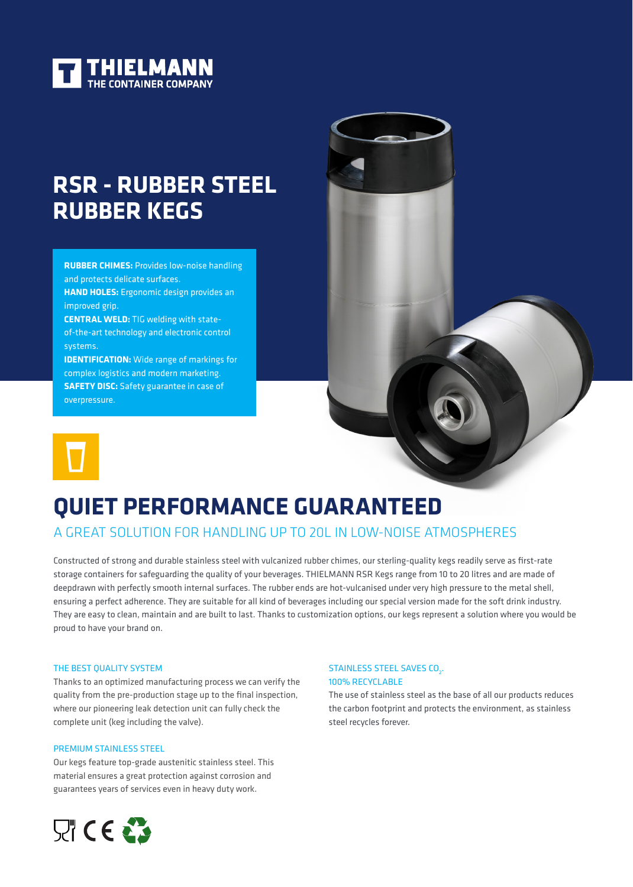THIELMANN
THE CONTAINER COMPANY

# RSR - RUBBER STEEL RUBBER KEGS

**RUBBER CHIMES:** Provides low-noise handling and protects delicate surfaces.
**HAND HOLES:** Ergonomic design provides an improved grip.
**CENTRAL WELD:** TIG welding with state-of-the-art technology and electronic control systems.
**IDENTIFICATION:** Wide range of markings for complex logistics and modern marketing.
**SAFETY DISC:** Safety guarantee in case of overpressure.

## QUIET PERFORMANCE GUARANTEED

### A GREAT SOLUTION FOR HANDLING UP TO 20L IN LOW-NOISE ATMOSPHERES

Constructed of strong and durable stainless steel with vulcanized rubber chimes, our sterling-quality kegs readily serve as first-rate storage containers for safeguarding the quality of your beverages. THIELMANN RSR Kegs range from 10 to 20 litres and are made of deepdrawn with perfectly smooth internal surfaces. The rubber ends are hot-vulcanised under very high pressure to the metal shell, ensuring a perfect adherence. They are suitable for all kind of beverages including our special version made for the soft drink industry. They are easy to clean, maintain and are built to last. Thanks to customization options, our kegs represent a solution where you would be proud to have your brand on.

#### THE BEST QUALITY SYSTEM

Thanks to an optimized manufacturing process we can verify the quality from the pre-production stage up to the final inspection, where our pioneering leak detection unit can fully check the complete unit (keg including the valve).

#### PREMIUM STAINLESS STEEL

Our kegs feature top-grade austenitic stainless steel. This material ensures a great protection against corrosion and guarantees years of services even in heavy duty work.

#### STAINLESS STEEL SAVES $CO_2$, 100% RECYCLABLE

The use of stainless steel as the base of all our products reduces the carbon footprint and protects the environment, as stainless steel recycles forever.

CE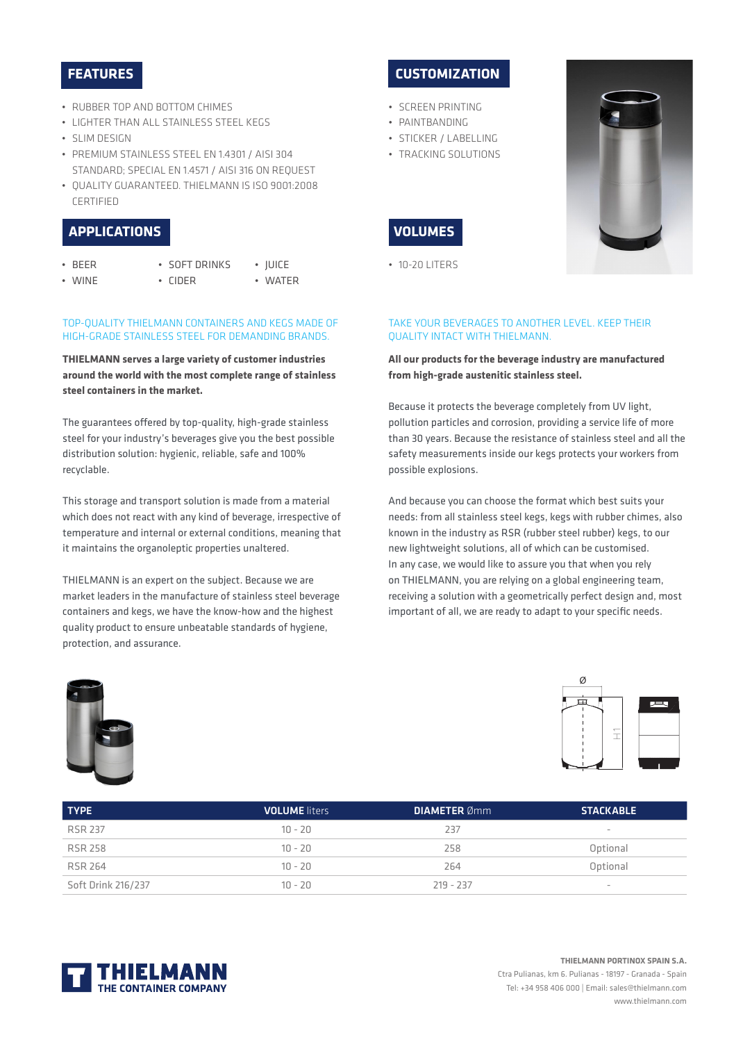## FEATURES

- RUBBER TOP AND BOTTOM CHIMES
- LIGHTER THAN ALL STAINLESS STEEL KEGS
- SLIM DESIGN
- PREMIUM STAINLESS STEEL EN 1.4301 / AISI 304 STANDARD; SPECIAL EN 1.4571 / AISI 316 ON REQUEST
- QUALITY GUARANTEED. THIELMANN IS ISO 9001:2008 CERTIFIED

## APPLICATIONS

- BEER
- WINE
- SOFT DRINKS
- CIDER
- JUICE
- WATER

## CUSTOMIZATION

- SCREEN PRINTING
- PAINTBANDING
- STICKER / LABELLING
- TRACKING SOLUTIONS

## VOLUMES

- 10-20 LITERS

TOP-QUALITY THIELMANN CONTAINERS AND KEGS MADE OF HIGH-GRADE STAINLESS STEEL FOR DEMANDING BRANDS.

**THIELMANN serves a large variety of customer industries around the world with the most complete range of stainless steel containers in the market.**

The guarantees offered by top-quality, high-grade stainless steel for your industry's beverages give you the best possible distribution solution: hygienic, reliable, safe and 100% recyclable.

This storage and transport solution is made from a material which does not react with any kind of beverage, irrespective of temperature and internal or external conditions, meaning that it maintains the organoleptic properties unaltered.

THIELMANN is an expert on the subject. Because we are market leaders in the manufacture of stainless steel beverage containers and kegs, we have the know-how and the highest quality product to ensure unbeatable standards of hygiene, protection, and assurance.

TAKE YOUR BEVERAGES TO ANOTHER LEVEL. KEEP THEIR QUALITY INTACT WITH THIELMANN.

**All our products for the beverage industry are manufactured from high-grade austenitic stainless steel.**

Because it protects the beverage completely from UV light, pollution particles and corrosion, providing a service life of more than 30 years. Because the resistance of stainless steel and all the safety measurements inside our kegs protects your workers from possible explosions.

And because you can choose the format which best suits your needs: from all stainless steel kegs, kegs with rubber chimes, also known in the industry as RSR (rubber steel rubber) kegs, to our new lightweight solutions, all of which can be customised. In any case, we would like to assure you that when you rely on THIELMANN, you are relying on a global engineering team, receiving a solution with a geometrically perfect design and, most important of all, we are ready to adapt to your specific needs.

Ø

H1

| TYPE | VOLUME liters | DIAMETER Ømm | STACKABLE |
|---|---|---|---|
| RSR 237 | 10 - 20 | 237 | - |
| RSR 258 | 10 - 20 | 258 | Optional |
| RSR 264 | 10 - 20 | 264 | Optional |
| Soft Drink 216/237 | 10 - 20 | 219 - 237 | - |

THIELMANN
THE CONTAINER COMPANY

**THIELMANN PORTINOX SPAIN S.A.**
Ctra Pulianas, km 6. Pulianas - 18197 - Granada - Spain
Tel: +34 958 406 000 | Email: sales@thielmann.com
www.thielmann.com